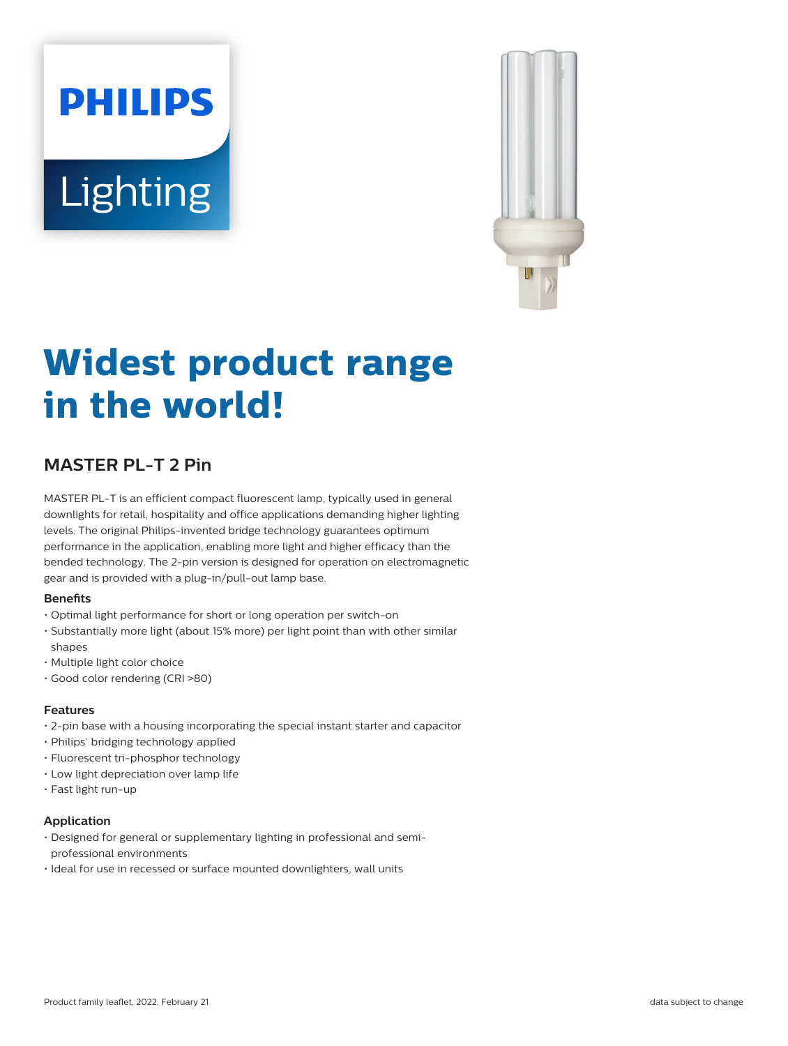# Widest product range in the world!

## MASTER PL-T 2 Pin

MASTER PL-T is an efficient compact fluorescent lamp, typically used in general downlights for retail, hospitality and office applications demanding higher lighting levels. The original Philips-invented bridge technology guarantees optimum performance in the application, enabling more light and higher efficacy than the bended technology. The 2-pin version is designed for operation on electromagnetic gear and is provided with a plug-in/pull-out lamp base.

### Benefits

- Optimal light performance for short or long operation per switch-on
- Substantially more light (about 15% more) per light point than with other similar shapes
- Multiple light color choice
- Good color rendering (CRI >80)

### Features

- 2-pin base with a housing incorporating the special instant starter and capacitor
- Philips' bridging technology applied
- Fluorescent tri-phosphor technology
- Low light depreciation over lamp life
- Fast light run-up

### Application

- Designed for general or supplementary lighting in professional and semi-professional environments
- Ideal for use in recessed or surface mounted downlighters, wall units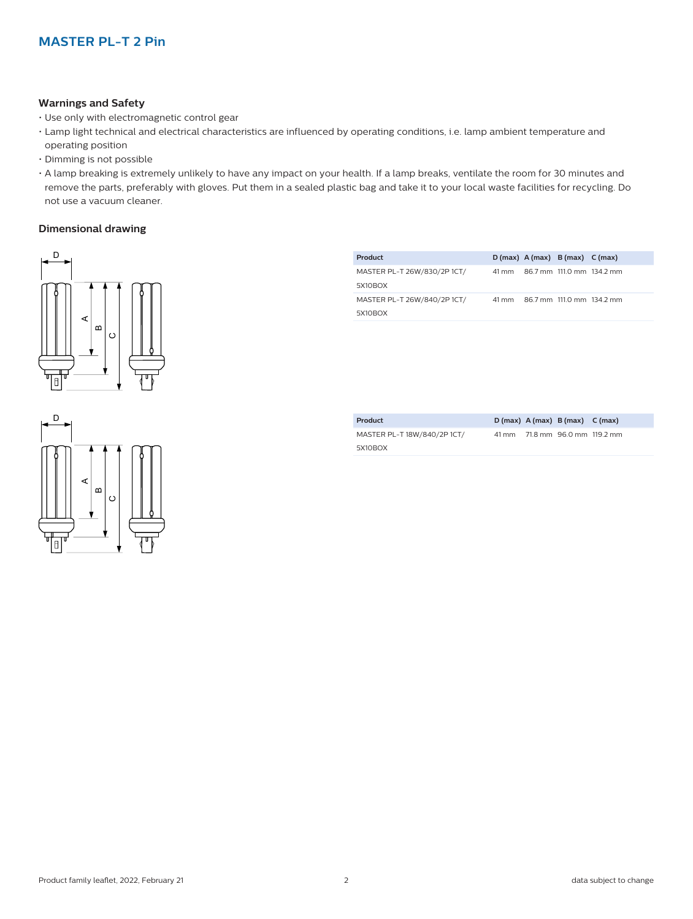## MASTER PL-T 2 Pin

### Warnings and Safety

- Use only with electromagnetic control gear
- Lamp light technical and electrical characteristics are influenced by operating conditions, i.e. lamp ambient temperature and operating position
- Dimming is not possible
- A lamp breaking is extremely unlikely to have any impact on your health. If a lamp breaks, ventilate the room for 30 minutes and remove the parts, preferably with gloves. Put them in a sealed plastic bag and take it to your local waste facilities for recycling. Do not use a vacuum cleaner.

### Dimensional drawing

| Product | D (max) | A (max) | B (max) | C (max) |
|---|---|---|---|---|
| MASTER PL-T 26W/830/2P 1CT/ 5X10BOX | 41 mm | 86.7 mm | 111.0 mm | 134.2 mm |
| MASTER PL-T 26W/840/2P 1CT/ 5X10BOX | 41 mm | 86.7 mm | 111.0 mm | 134.2 mm |

| Product | D (max) | A (max) | B (max) | C (max) |
|---|---|---|---|---|
| MASTER PL-T 18W/840/2P 1CT/ 5X10BOX | 41 mm | 71.8 mm | 96.0 mm | 119.2 mm |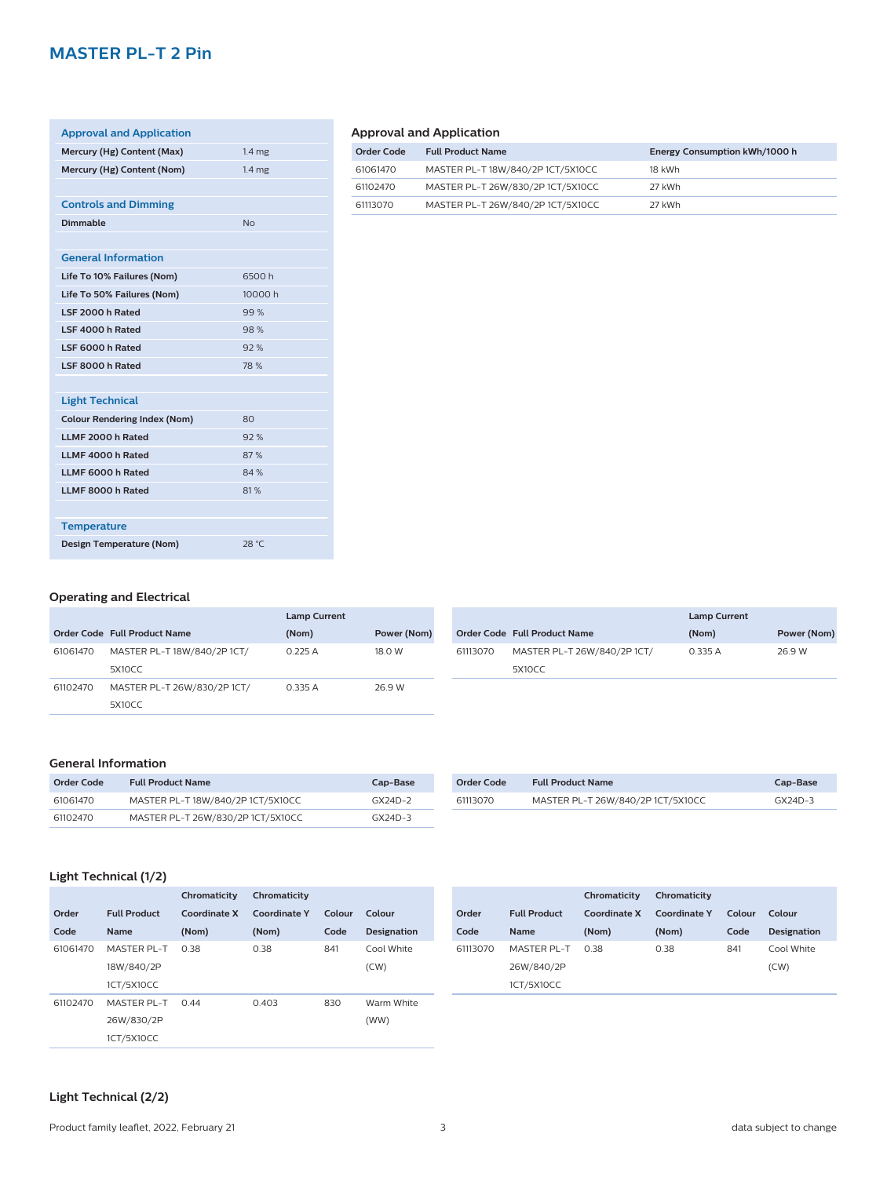# MASTER PL-T 2 Pin

| Approval and Application | |
|---|---|
| Mercury (Hg) Content (Max) | 1.4 mg |
| Mercury (Hg) Content (Nom) | 1.4 mg |

| Controls and Dimming | |
|---|---|
| Dimmable | No |

| General Information | |
|---|---|
| Life To 10% Failures (Nom) | 6500 h |
| Life To 50% Failures (Nom) | 10000 h |
| LSF 2000 h Rated | 99 % |
| LSF 4000 h Rated | 98 % |
| LSF 6000 h Rated | 92 % |
| LSF 8000 h Rated | 78 % |

| Light Technical | |
|---|---|
| Colour Rendering Index (Nom) | 80 |
| LLMF 2000 h Rated | 92 % |
| LLMF 4000 h Rated | 87 % |
| LLMF 6000 h Rated | 84 % |
| LLMF 8000 h Rated | 81 % |

| Temperature | |
|---|---|
| Design Temperature (Nom) | 28 °C |

### Approval and Application

| Order Code | Full Product Name | Energy Consumption kWh/1000 h |
|---|---|---|
| 61061470 | MASTER PL-T 18W/840/2P 1CT/5X10CC | 18 kWh |
| 61102470 | MASTER PL-T 26W/830/2P 1CT/5X10CC | 27 kWh |
| 61113070 | MASTER PL-T 26W/840/2P 1CT/5X10CC | 27 kWh |

### Operating and Electrical

| Order Code | Full Product Name | Lamp Current (Nom) | Power (Nom) |
|---|---|---|---|
| 61061470 | MASTER PL-T 18W/840/2P 1CT/5X10CC | 0.225 A | 18.0 W |
| 61102470 | MASTER PL-T 26W/830/2P 1CT/5X10CC | 0.335 A | 26.9 W |
| 61113070 | MASTER PL-T 26W/840/2P 1CT/5X10CC | 0.335 A | 26.9 W |

### General Information

| Order Code | Full Product Name | Cap-Base |
|---|---|---|
| 61061470 | MASTER PL-T 18W/840/2P 1CT/5X10CC | GX24D-2 |
| 61102470 | MASTER PL-T 26W/830/2P 1CT/5X10CC | GX24D-3 |
| 61113070 | MASTER PL-T 26W/840/2P 1CT/5X10CC | GX24D-3 |

### Light Technical (1/2)

| Order Code | Full Product Name | Chromaticity Coordinate X (Nom) | Chromaticity Coordinate Y (Nom) | Colour Code | Colour Designation |
|---|---|---|---|---|---|
| 61061470 | MASTER PL-T 18W/840/2P 1CT/5X10CC | 0.38 | 0.38 | 841 | Cool White (CW) |
| 61102470 | MASTER PL-T 26W/830/2P 1CT/5X10CC | 0.44 | 0.403 | 830 | Warm White (WW) |
| 61113070 | MASTER PL-T 26W/840/2P 1CT/5X10CC | 0.38 | 0.38 | 841 | Cool White (CW) |

### Light Technical (2/2)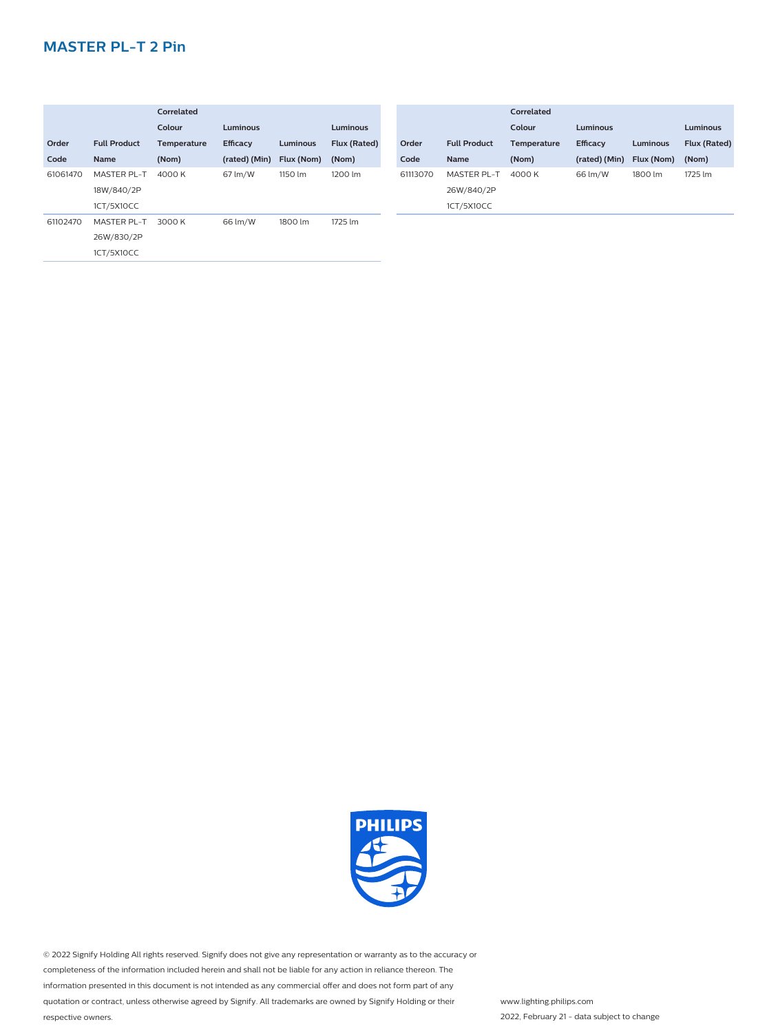## MASTER PL-T 2 Pin

| Order Code | Full Product Name | Correlated Colour Temperature (Nom) | Luminous Efficacy (rated) (Min) | Luminous Flux (Nom) | Luminous Flux (Rated) (Nom) |
|---|---|---|---|---|---|
| 61061470 | MASTER PL-T 18W/840/2P 1CT/5X10CC | 4000 K | 67 lm/W | 1150 lm | 1200 lm |
| 61102470 | MASTER PL-T 26W/830/2P 1CT/5X10CC | 3000 K | 66 lm/W | 1800 lm | 1725 lm |
| 61113070 | MASTER PL-T 26W/840/2P 1CT/5X10CC | 4000 K | 66 lm/W | 1800 lm | 1725 lm |

PHILIPS

© 2022 Signify Holding All rights reserved. Signify does not give any representation or warranty as to the accuracy or completeness of the information included herein and shall not be liable for any action in reliance thereon. The information presented in this document is not intended as any commercial offer and does not form part of any quotation or contract, unless otherwise agreed by Signify. All trademarks are owned by Signify Holding or their respective owners.

www.lighting.philips.com

2022, February 21 - data subject to change